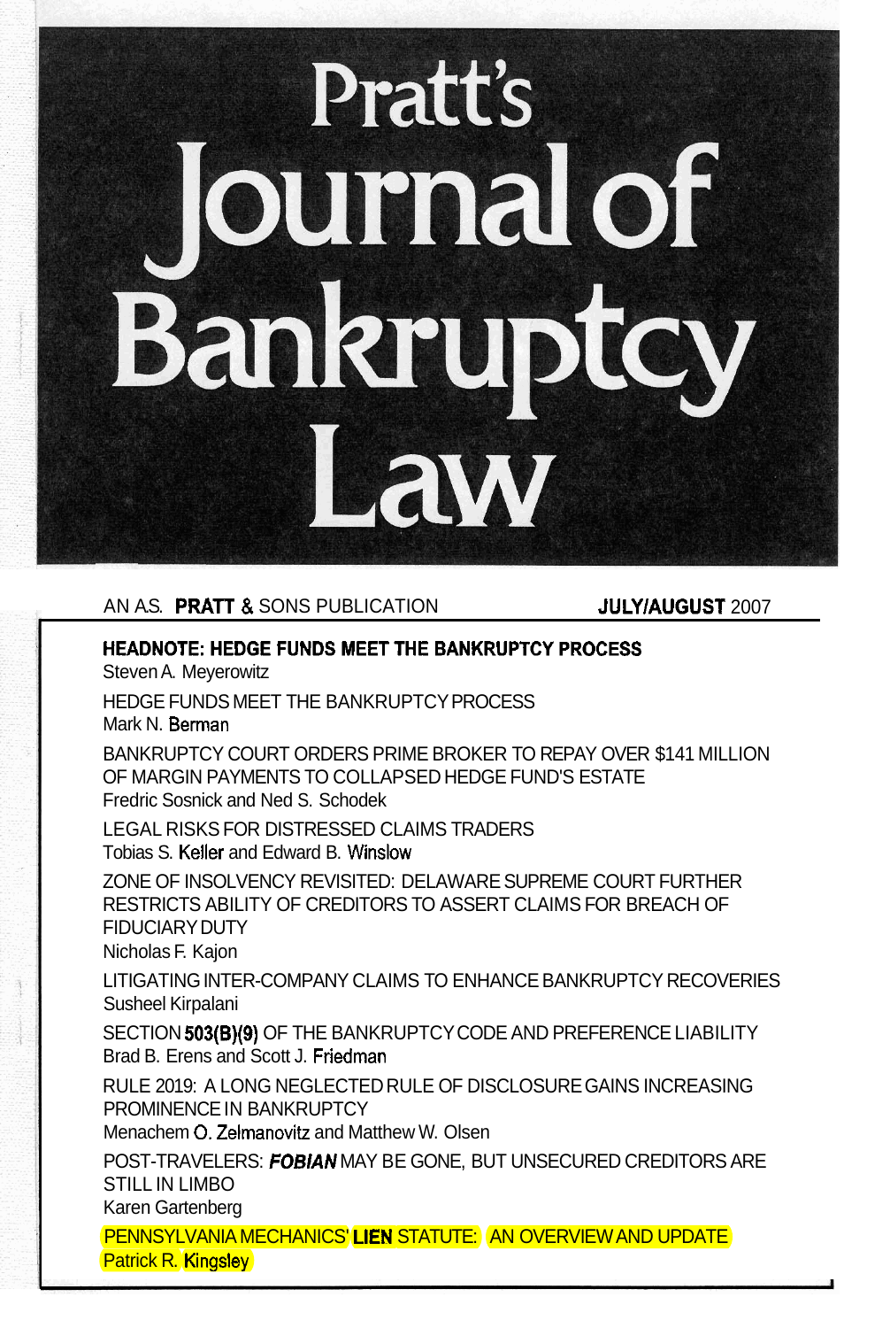# Pratt's Journal of Bankruptcy Law

AN A.S. **PRATT** & SONS PUBLICATION **JULY/AUGUST** 2007

**HEADNOTE: HEDGE FUNDS MEET THE BANKRUPTCY PROCESS**
Steven A. Meyerowitz

HEDGE FUNDS MEET THE BANKRUPTCY PROCESS
Mark N. Berman

BANKRUPTCY COURT ORDERS PRIME BROKER TO REPAY OVER $141 MILLION OF MARGIN PAYMENTS TO COLLAPSED HEDGE FUND'S ESTATE
Fredric Sosnick and Ned S. Schodek

LEGAL RISKS FOR DISTRESSED CLAIMS TRADERS
Tobias S. Keller and Edward B. Winslow

ZONE OF INSOLVENCY REVISITED: DELAWARE SUPREME COURT FURTHER RESTRICTS ABILITY OF CREDITORS TO ASSERT CLAIMS FOR BREACH OF FIDUCIARY DUTY
Nicholas F. Kajon

LITIGATING INTER-COMPANY CLAIMS TO ENHANCE BANKRUPTCY RECOVERIES
Susheel Kirpalani

SECTION 503(B)(9) OF THE BANKRUPTCY CODE AND PREFERENCE LIABILITY
Brad B. Erens and Scott J. Friedman

RULE 2019: A LONG NEGLECTED RULE OF DISCLOSURE GAINS INCREASING PROMINENCE IN BANKRUPTCY
Menachem O. Zelmanovitz and Matthew W. Olsen

POST-TRAVELERS: *FOBIAN* MAY BE GONE, BUT UNSECURED CREDITORS ARE STILL IN LIMBO
Karen Gartenberg

PENNSYLVANIA MECHANICS' LIEN STATUTE: AN OVERVIEW AND UPDATE
Patrick R. Kingsley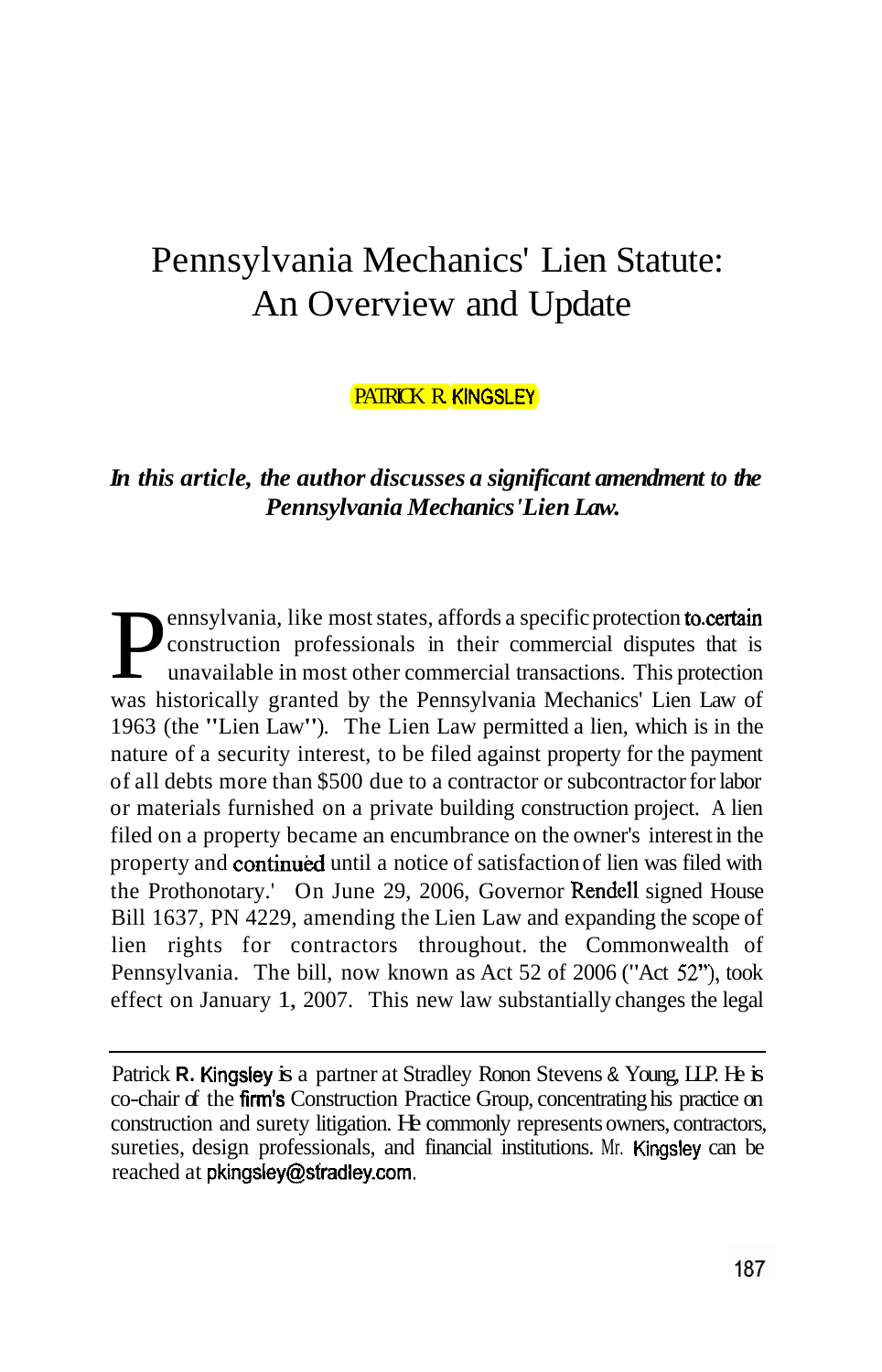# Pennsylvania Mechanics' Lien Statute: An Overview and Update

PATRICK R. KINGSLEY

***In this article, the author discusses a significant amendment to the Pennsylvania Mechanics' Lien Law.***

Pennsylvania, like most states, affords a specific protection to certain construction professionals in their commercial disputes that is unavailable in most other commercial transactions. This protection was historically granted by the Pennsylvania Mechanics' Lien Law of 1963 (the "Lien Law"). The Lien Law permitted a lien, which is in the nature of a security interest, to be filed against property for the payment of all debts more than $500 due to a contractor or subcontractor for labor or materials furnished on a private building construction project. A lien filed on a property became an encumbrance on the owner's interest in the property and continued until a notice of satisfaction of lien was filed with the Prothonotary.[1] On June 29, 2006, Governor Rendell signed House Bill 1637, PN 4229, amending the Lien Law and expanding the scope of lien rights for contractors throughout the Commonwealth of Pennsylvania. The bill, now known as Act 52 of 2006 ("Act 52"), took effect on January 1, 2007. This new law substantially changes the legal

---

Patrick R. Kingsley is a partner at Stradley Ronon Stevens & Young, LLP. He is co-chair of the firm's Construction Practice Group, concentrating his practice on construction and surety litigation. He commonly represents owners, contractors, sureties, design professionals, and financial institutions. Mr. Kingsley can be reached at pkingsley@stradley.com.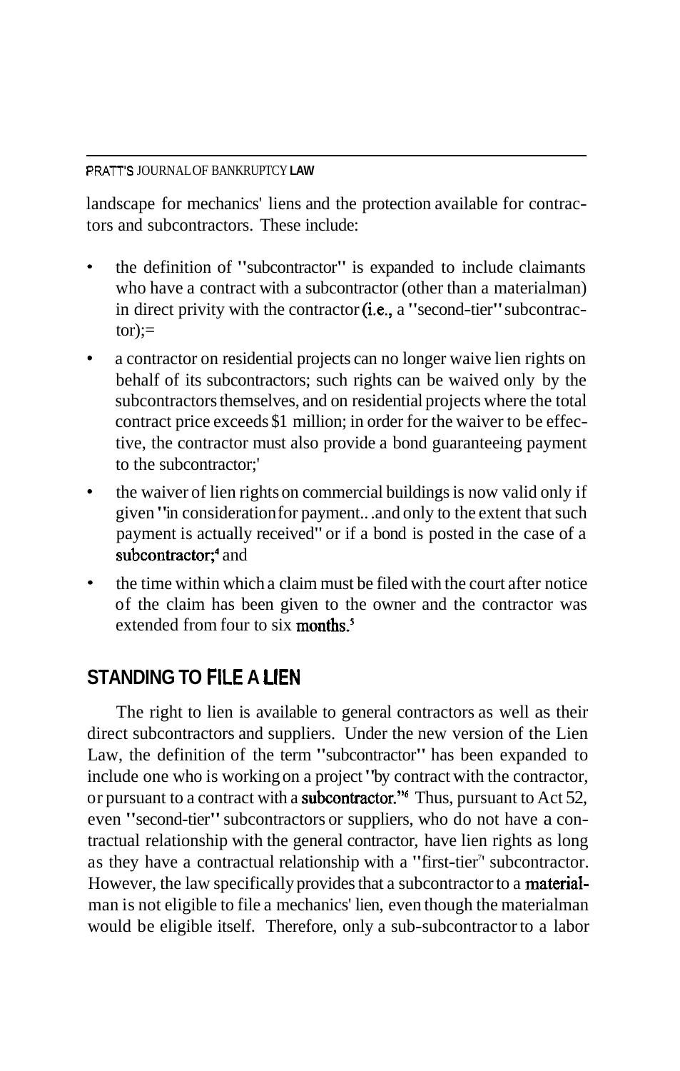landscape for mechanics' liens and the protection available for contractors and subcontractors. These include:

- the definition of "subcontractor" is expanded to include claimants who have a contract with a subcontractor (other than a materialman) in direct privity with the contractor (i.e., a "second-tier" subcontractor);[2]
- a contractor on residential projects can no longer waive lien rights on behalf of its subcontractors; such rights can be waived only by the subcontractors themselves, and on residential projects where the total contract price exceeds $1 million; in order for the waiver to be effective, the contractor must also provide a bond guaranteeing payment to the subcontractor;[3]
- the waiver of lien rights on commercial buildings is now valid only if given "in consideration for payment...and only to the extent that such payment is actually received" or if a bond is posted in the case of a subcontractor;[4] and
- the time within which a claim must be filed with the court after notice of the claim has been given to the owner and the contractor was extended from four to six months.[5]

## STANDING TO FILE A LIEN

The right to lien is available to general contractors as well as their direct subcontractors and suppliers. Under the new version of the Lien Law, the definition of the term "subcontractor" has been expanded to include one who is working on a project "by contract with the contractor, or pursuant to a contract with a subcontractor."[6] Thus, pursuant to Act 52, even "second-tier" subcontractors or suppliers, who do not have a contractual relationship with the general contractor, have lien rights as long as they have a contractual relationship with a "first-tier"[7] subcontractor. However, the law specifically provides that a subcontractor to a materialman is not eligible to file a mechanics' lien, even though the materialman would be eligible itself. Therefore, only a sub-subcontractor to a labor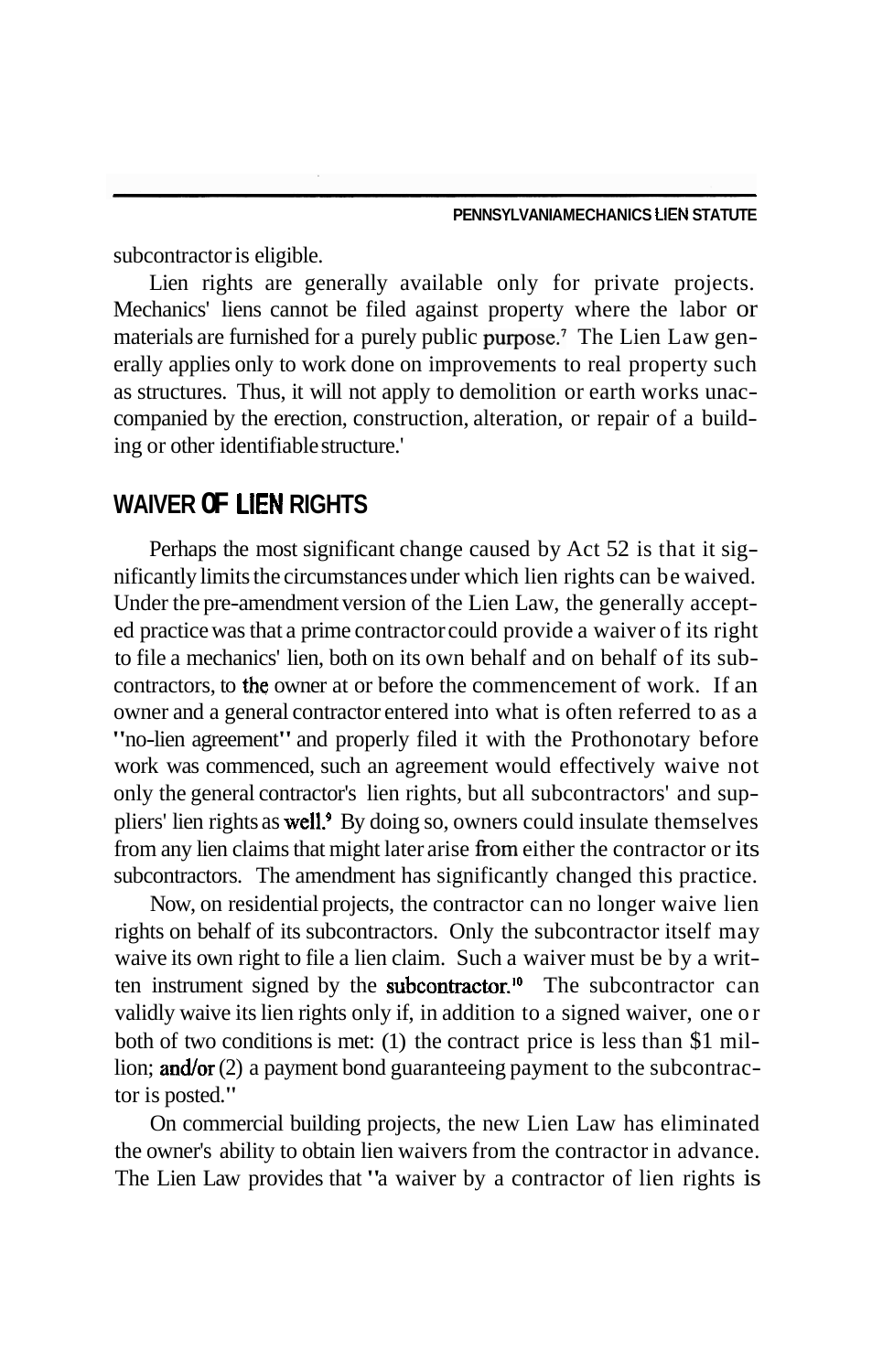subcontractor is eligible.

Lien rights are generally available only for private projects. Mechanics' liens cannot be filed against property where the labor or materials are furnished for a purely public purpose.[7] The Lien Law generally applies only to work done on improvements to real property such as structures. Thus, it will not apply to demolition or earth works unaccompanied by the erection, construction, alteration, or repair of a building or other identifiable structure.[8]

## WAIVER OF LIEN RIGHTS

Perhaps the most significant change caused by Act 52 is that it significantly limits the circumstances under which lien rights can be waived. Under the pre-amendment version of the Lien Law, the generally accepted practice was that a prime contractor could provide a waiver of its right to file a mechanics' lien, both on its own behalf and on behalf of its subcontractors, to the owner at or before the commencement of work. If an owner and a general contractor entered into what is often referred to as a "no-lien agreement" and properly filed it with the Prothonotary before work was commenced, such an agreement would effectively waive not only the general contractor's lien rights, but all subcontractors' and suppliers' lien rights as well.[9] By doing so, owners could insulate themselves from any lien claims that might later arise from either the contractor or its subcontractors. The amendment has significantly changed this practice.

Now, on residential projects, the contractor can no longer waive lien rights on behalf of its subcontractors. Only the subcontractor itself may waive its own right to file a lien claim. Such a waiver must be by a written instrument signed by the subcontractor.[10] The subcontractor can validly waive its lien rights only if, in addition to a signed waiver, one or both of two conditions is met: (1) the contract price is less than $1 million; and/or (2) a payment bond guaranteeing payment to the subcontractor is posted.[11]

On commercial building projects, the new Lien Law has eliminated the owner's ability to obtain lien waivers from the contractor in advance. The Lien Law provides that "a waiver by a contractor of lien rights is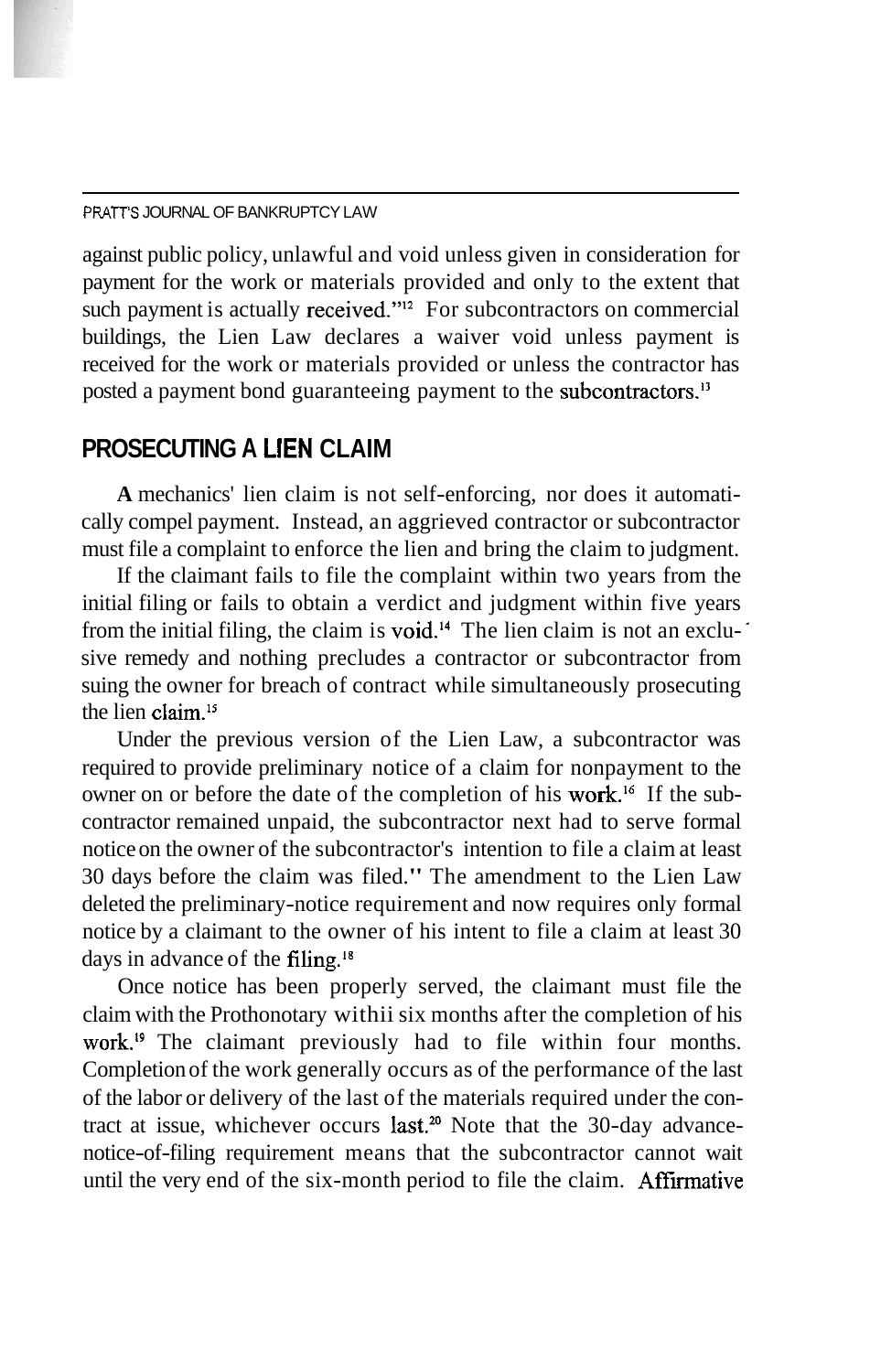against public policy, unlawful and void unless given in consideration for payment for the work or materials provided and only to the extent that such payment is actually received."[12] For subcontractors on commercial buildings, the Lien Law declares a waiver void unless payment is received for the work or materials provided or unless the contractor has posted a payment bond guaranteeing payment to the subcontractors.[13]

## PROSECUTING A LIEN CLAIM

**A** mechanics' lien claim is not self-enforcing, nor does it automatically compel payment. Instead, an aggrieved contractor or subcontractor must file a complaint to enforce the lien and bring the claim to judgment.

If the claimant fails to file the complaint within two years from the initial filing or fails to obtain a verdict and judgment within five years from the initial filing, the claim is void.[14] The lien claim is not an exclusive remedy and nothing precludes a contractor or subcontractor from suing the owner for breach of contract while simultaneously prosecuting the lien claim.[15]

Under the previous version of the Lien Law, a subcontractor was required to provide preliminary notice of a claim for nonpayment to the owner on or before the date of the completion of his work.[16] If the subcontractor remained unpaid, the subcontractor next had to serve formal notice on the owner of the subcontractor's intention to file a claim at least 30 days before the claim was filed.[17] The amendment to the Lien Law deleted the preliminary-notice requirement and now requires only formal notice by a claimant to the owner of his intent to file a claim at least 30 days in advance of the filing.[18]

Once notice has been properly served, the claimant must file the claim with the Prothonotary withii six months after the completion of his work.[19] The claimant previously had to file within four months. Completion of the work generally occurs as of the performance of the last of the labor or delivery of the last of the materials required under the contract at issue, whichever occurs last.[20] Note that the 30-day advance-notice-of-filing requirement means that the subcontractor cannot wait until the very end of the six-month period to file the claim. Affirmative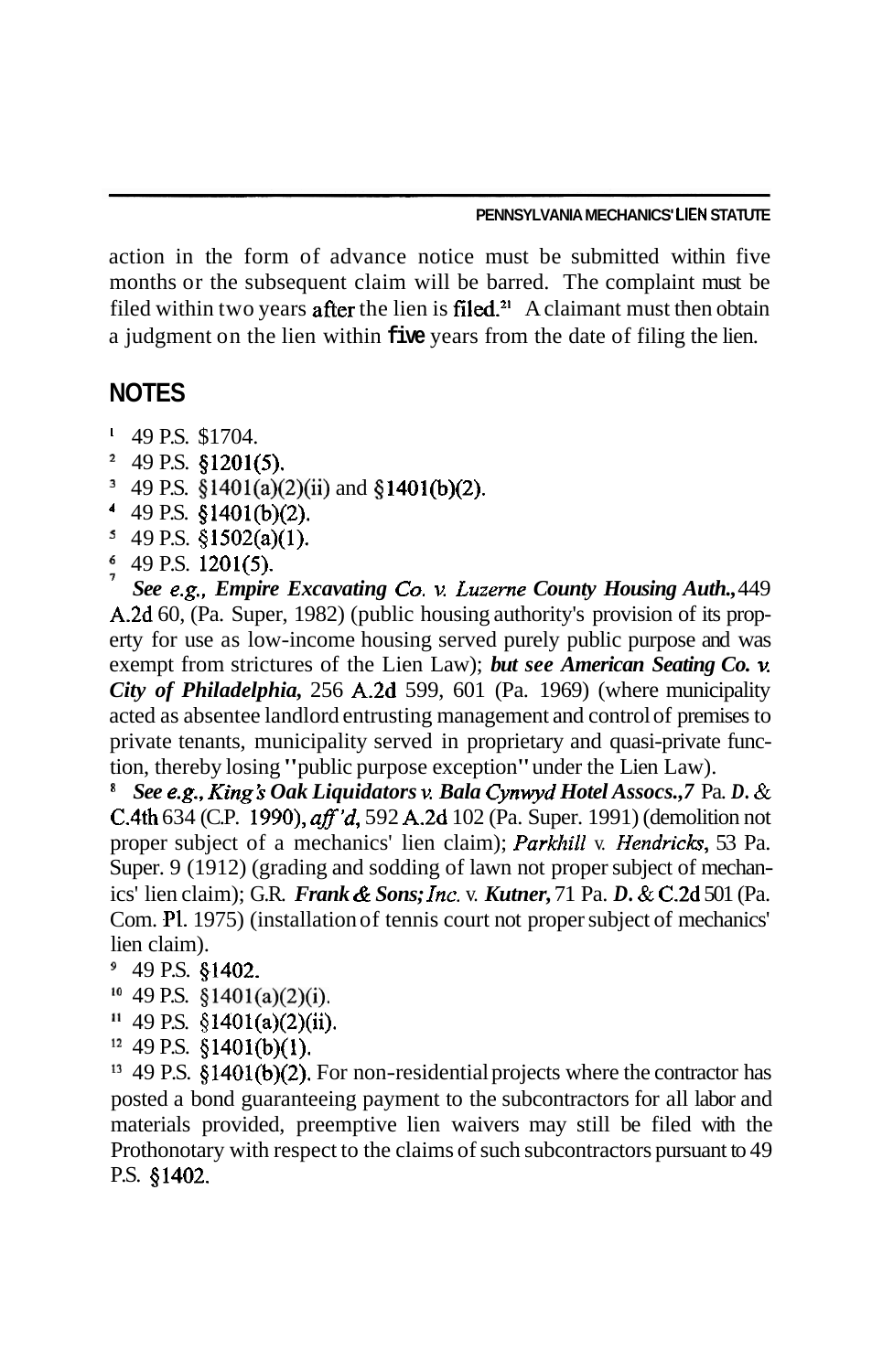action in the form of advance notice must be submitted within five months or the subsequent claim will be barred. The complaint must be filed within two years after the lien is filed.[21] A claimant must then obtain a judgment on the lien within five years from the date of filing the lien.

## NOTES

[1] 49 P.S. §1704.

[2] 49 P.S. §1201(5).

[3] 49 P.S. §1401(a)(2)(ii) and §1401(b)(2).

[4] 49 P.S. §1401(b)(2).

[5] 49 P.S. §1502(a)(1).

[6] 49 P.S. 1201(5).

[7] ***See e.g., Empire Excavating Co. v. Luzerne County Housing Auth.,*** 449 A.2d 60, (Pa. Super, 1982) (public housing authority's provision of its property for use as low-income housing served purely public purpose and was exempt from strictures of the Lien Law); ***but see American Seating Co. v. City of Philadelphia,*** 256 A.2d 599, 601 (Pa. 1969) (where municipality acted as absentee landlord entrusting management and control of premises to private tenants, municipality served in proprietary and quasi-private function, thereby losing "public purpose exception" under the Lien Law).

[8] ***See e.g., King's Oak Liquidators v. Bala Cynwyd Hotel Assocs.,*** 7 Pa. D. & C.4th 634 (C.P. 1990), *aff'd*, 592 A.2d 102 (Pa. Super. 1991) (demolition not proper subject of a mechanics' lien claim); *Parkhill* v. *Hendricks*, 53 Pa. Super. 9 (1912) (grading and sodding of lawn not proper subject of mechanics' lien claim); G.R. ***Frank & Sons; Inc.*** v. ***Kutner,*** 71 Pa. D. & C.2d 501 (Pa. Com. Pl. 1975) (installation of tennis court not proper subject of mechanics' lien claim).

[9] 49 P.S. §1402.

[10] 49 P.S. §1401(a)(2)(i).

[11] 49 P.S. §1401(a)(2)(ii).

[12] 49 P.S. §1401(b)(1).

[13] 49 P.S. §1401(b)(2). For non-residential projects where the contractor has posted a bond guaranteeing payment to the subcontractors for all labor and materials provided, preemptive lien waivers may still be filed with the Prothonotary with respect to the claims of such subcontractors pursuant to 49 P.S. §1402.